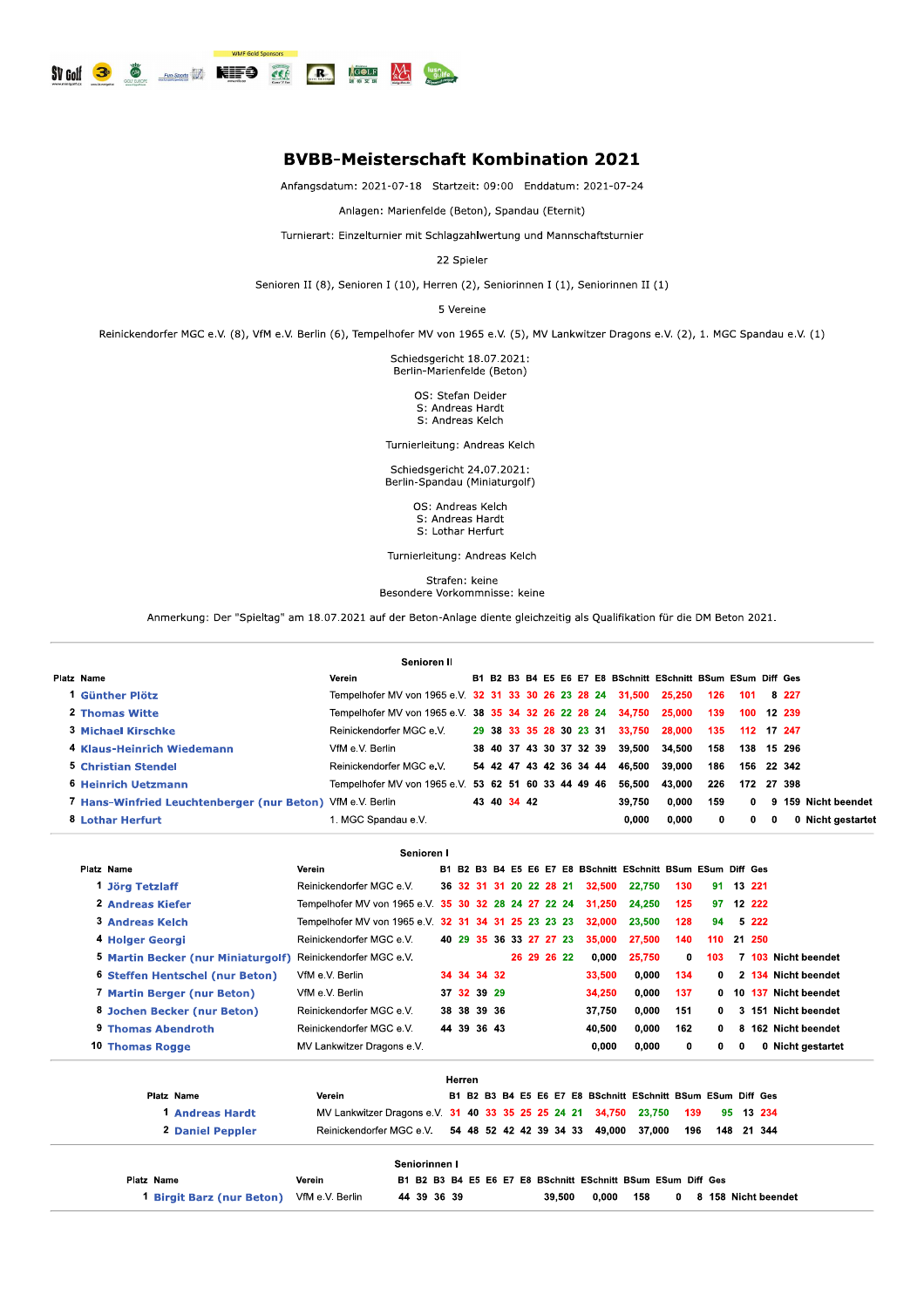# BVBB-Meisterschaft Kombination 2021

Anfangsdatum: 2021-07-18 Startzeit: 09:00 Enddatum: 2021-07-24

Anlagen: Marienfelde (Beton), Spandau (Eternit)

Turnierart: Einzelturnier mit Schlagzahlwertung und Mannschaftsturnier

22 Spieler

Senioren II (8), Senioren I (10), Herren (2), Seniorinnen I (1), Seniorinnen II (1)

5 Vereine

Reinickendorfer MGC e.V. (8), VfM e.V. Berlin (6), Tempelhofer MV von 1965 e.V. (5), MV Lankwitzer Dragons e.V. (2), 1. MGC Spandau e.V. (1)

Schiedsgericht 18.07.2021:
Berlin-Marienfelde (Beton)

OS: Stefan Deider
S: Andreas Hardt
S: Andreas Kelch

Turnierleitung: Andreas Kelch

Schiedsgericht 24.07.2021:
Berlin-Spandau (Miniaturgolf)

OS: Andreas Kelch
S: Andreas Hardt
S: Lothar Herfurt

Turnierleitung: Andreas Kelch

Strafen: keine
Besondere Vorkommnisse: keine

Anmerkung: Der "Spieltag" am 18.07.2021 auf der Beton-Anlage diente gleichzeitig als Qualifikation für die DM Beton 2021.

### Senioren II

| Platz | Name | Verein | B1 | B2 | B3 | B4 | E5 | E6 | E7 | E8 | BSchnitt | ESchnitt | BSum | ESum | Diff | Ges |
|---|---|---|---|---|---|---|---|---|---|---|---|---|---|---|---|---|
| 1 | Günther Plötz | Tempelhofer MV von 1965 e.V. | 32 | 31 | 33 | 30 | 26 | 23 | 28 | 24 | 31,500 | 25,250 | 126 | 101 | 8 | 227 |
| 2 | Thomas Witte | Tempelhofer MV von 1965 e.V. | 38 | 35 | 34 | 32 | 26 | 22 | 28 | 24 | 34,750 | 25,000 | 139 | 100 | 12 | 239 |
| 3 | Michael Kirschke | Reinickendorfer MGC e.V. | 29 | 38 | 33 | 35 | 28 | 30 | 23 | 31 | 33,750 | 28,000 | 135 | 112 | 17 | 247 |
| 4 | Klaus-Heinrich Wiedemann | VfM e.V. Berlin | 38 | 40 | 37 | 43 | 30 | 37 | 32 | 39 | 39,500 | 34,500 | 158 | 138 | 15 | 296 |
| 5 | Christian Stendel | Reinickendorfer MGC e.V. | 54 | 42 | 47 | 43 | 42 | 36 | 34 | 44 | 46,500 | 39,000 | 186 | 156 | 22 | 342 |
| 6 | Heinrich Uetzmann | Tempelhofer MV von 1965 e.V. | 53 | 62 | 51 | 60 | 33 | 44 | 49 | 46 | 56,500 | 43,000 | 226 | 172 | 27 | 398 |
| 7 | Hans-Winfried Leuchtenberger (nur Beton) | VfM e.V. Berlin | 43 | 40 | 34 | 42 | | | | | 39,750 | 0,000 | 159 | 0 | 9 | 159 Nicht beendet |
| 8 | Lothar Herfurt | 1. MGC Spandau e.V. | | | | | | | | | 0,000 | 0,000 | 0 | 0 | 0 | 0 Nicht gestartet |

### Senioren I

| Platz | Name | Verein | B1 | B2 | B3 | B4 | E5 | E6 | E7 | E8 | BSchnitt | ESchnitt | BSum | ESum | Diff | Ges |
|---|---|---|---|---|---|---|---|---|---|---|---|---|---|---|---|---|
| 1 | Jörg Tetzlaff | Reinickendorfer MGC e.V. | 36 | 32 | 31 | 31 | 20 | 22 | 28 | 21 | 32,500 | 22,750 | 130 | 91 | 13 | 221 |
| 2 | Andreas Kiefer | Tempelhofer MV von 1965 e.V. | 35 | 30 | 32 | 28 | 24 | 27 | 22 | 24 | 31,250 | 24,250 | 125 | 97 | 12 | 222 |
| 3 | Andreas Kelch | Tempelhofer MV von 1965 e.V. | 32 | 31 | 34 | 31 | 25 | 23 | 23 | 23 | 32,000 | 23,500 | 128 | 94 | 5 | 222 |
| 4 | Holger Georgi | Reinickendorfer MGC e.V. | 40 | 29 | 35 | 36 | 33 | 27 | 27 | 23 | 35,000 | 27,500 | 140 | 110 | 21 | 250 |
| 5 | Martin Becker (nur Miniaturgolf) | Reinickendorfer MGC e.V. | | | | | 26 | 29 | 26 | 22 | 0,000 | 25,750 | 0 | 103 | 7 | 103 Nicht beendet |
| 6 | Steffen Hentschel (nur Beton) | VfM e.V. Berlin | 34 | 34 | 34 | 32 | | | | | 33,500 | 0,000 | 134 | 0 | 2 | 134 Nicht beendet |
| 7 | Martin Berger (nur Beton) | VfM e.V. Berlin | 37 | 32 | 39 | 29 | | | | | 34,250 | 0,000 | 137 | 0 | 10 | 137 Nicht beendet |
| 8 | Jochen Becker (nur Beton) | Reinickendorfer MGC e.V. | 38 | 38 | 39 | 36 | | | | | 37,750 | 0,000 | 151 | 0 | 3 | 151 Nicht beendet |
| 9 | Thomas Abendroth | Reinickendorfer MGC e.V. | 44 | 39 | 36 | 43 | | | | | 40,500 | 0,000 | 162 | 0 | 8 | 162 Nicht beendet |
| 10 | Thomas Rogge | MV Lankwitzer Dragons e.V. | | | | | | | | | 0,000 | 0,000 | 0 | 0 | 0 | 0 Nicht gestartet |

### Herren

| Platz | Name | Verein | B1 | B2 | B3 | B4 | E5 | E6 | E7 | E8 | BSchnitt | ESchnitt | BSum | ESum | Diff | Ges |
|---|---|---|---|---|---|---|---|---|---|---|---|---|---|---|---|---|
| 1 | Andreas Hardt | MV Lankwitzer Dragons e.V. | 31 | 40 | 33 | 35 | 25 | 25 | 24 | 21 | 34,750 | 23,750 | 139 | 95 | 13 | 234 |
| 2 | Daniel Peppler | Reinickendorfer MGC e.V. | 54 | 48 | 52 | 42 | 42 | 39 | 34 | 33 | 49,000 | 37,000 | 196 | 148 | 21 | 344 |

### Seniorinnen I

| Platz | Name | Verein | B1 | B2 | B3 | B4 | E5 | E6 | E7 | E8 | BSchnitt | ESchnitt | BSum | ESum | Diff | Ges |
|---|---|---|---|---|---|---|---|---|---|---|---|---|---|---|---|---|
| 1 | Birgit Barz (nur Beton) | VfM e.V. Berlin | 44 | 39 | 36 | 39 | | | | | 39,500 | 0,000 | 158 | 0 | 8 | 158 Nicht beendet |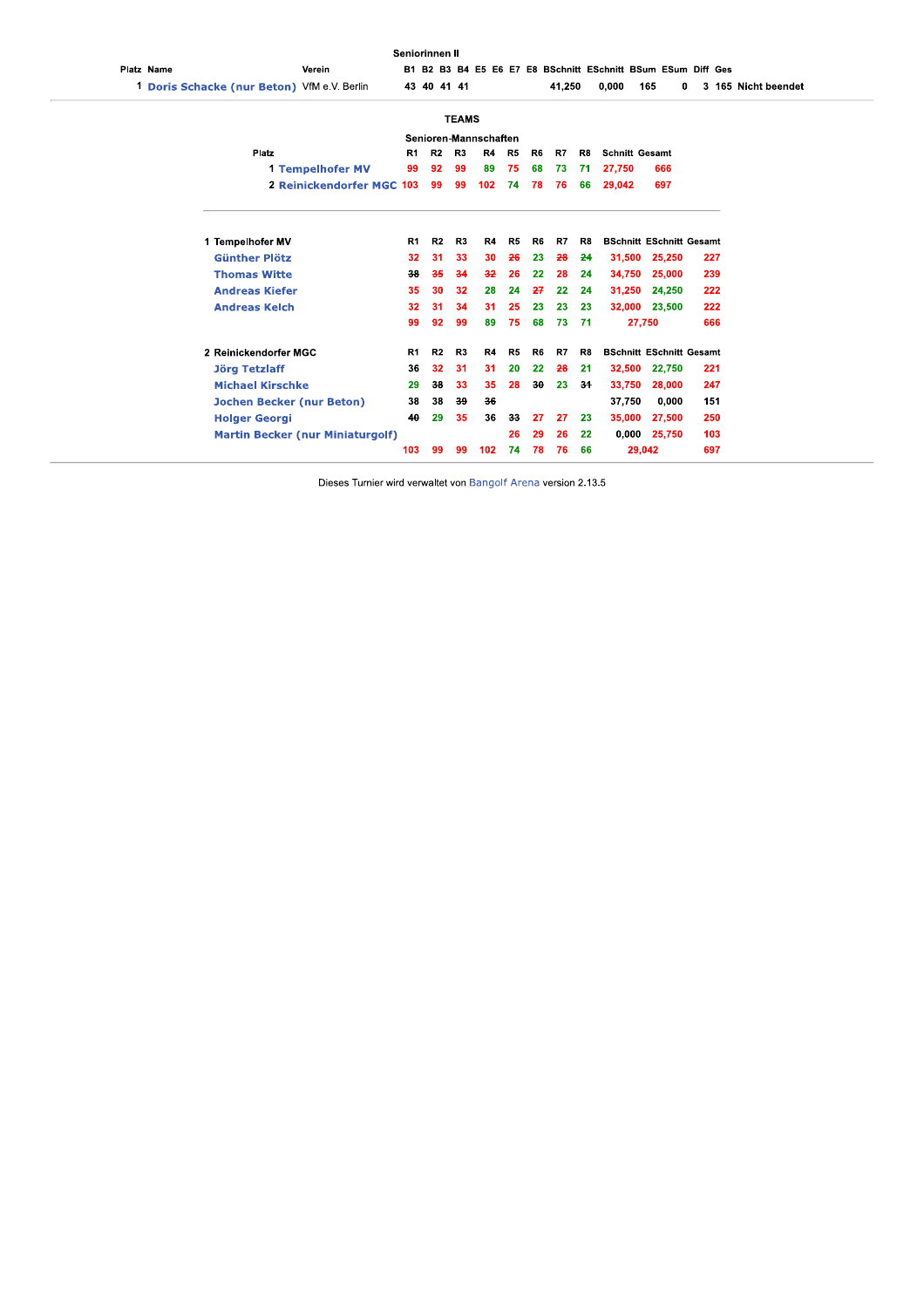### Seniorinnen II

| Platz | Name | Verein | B1 | B2 | B3 | B4 | E5 | E6 | E7 | E8 | BSchnitt | ESchnitt | BSum | ESum | Diff | Ges | |
|---|---|---|---|---|---|---|---|---|---|---|---|---|---|---|---|---|---|
| 1 | Doris Schacke (nur Beton) | VfM e.V. Berlin | 43 | 40 | 41 | 41 | | | | | 41,250 | 0,000 | 165 | 0 | 3 | 165 | Nicht beendet |

## TEAMS

### Senioren-Mannschaften

| Platz | | R1 | R2 | R3 | R4 | R5 | R6 | R7 | R8 | Schnitt | Gesamt |
|---|---|---|---|---|---|---|---|---|---|---|---|
| 1 | Tempelhofer MV | 99 | 92 | 99 | 89 | 75 | 68 | 73 | 71 | 27,750 | 666 |
| 2 | Reinickendorfer MGC | 103 | 99 | 99 | 102 | 74 | 78 | 76 | 66 | 29,042 | 697 |

| 1 Tempelhofer MV | R1 | R2 | R3 | R4 | R5 | R6 | R7 | R8 | BSchnitt | ESchnitt | Gesamt |
|---|---|---|---|---|---|---|---|---|---|---|---|
| Günther Plötz | 32 | 31 | 33 | 30 | ~~26~~ | 23 | ~~28~~ | ~~24~~ | 31,500 | 25,250 | 227 |
| Thomas Witte | ~~38~~ | ~~35~~ | ~~34~~ | ~~32~~ | 26 | 22 | 28 | 24 | 34,750 | 25,000 | 239 |
| Andreas Kiefer | 35 | 30 | 32 | 28 | 24 | ~~27~~ | 22 | 24 | 31,250 | 24,250 | 222 |
| Andreas Kelch | 32 | 31 | 34 | 31 | 25 | 23 | 23 | 23 | 32,000 | 23,500 | 222 |
| | 99 | 92 | 99 | 89 | 75 | 68 | 73 | 71 | 27,750 | | 666 |

| 2 Reinickendorfer MGC | R1 | R2 | R3 | R4 | R5 | R6 | R7 | R8 | BSchnitt | ESchnitt | Gesamt |
|---|---|---|---|---|---|---|---|---|---|---|---|
| Jörg Tetzlaff | 36 | 32 | 31 | 31 | 20 | 22 | ~~28~~ | 21 | 32,500 | 22,750 | 221 |
| Michael Kirschke | 29 | ~~38~~ | 33 | 35 | 28 | ~~30~~ | 23 | ~~31~~ | 33,750 | 28,000 | 247 |
| Jochen Becker (nur Beton) | 38 | 38 | ~~39~~ | ~~36~~ | | | | | 37,750 | 0,000 | 151 |
| Holger Georgi | ~~40~~ | 29 | 35 | 36 | ~~33~~ | 27 | 27 | 23 | 35,000 | 27,500 | 250 |
| Martin Becker (nur Miniaturgolf) | | | | | 26 | 29 | 26 | 22 | 0,000 | 25,750 | 103 |
| | 103 | 99 | 99 | 102 | 74 | 78 | 76 | 66 | 29,042 | | 697 |

Dieses Turnier wird verwaltet von Bangolf Arena version 2.13.5